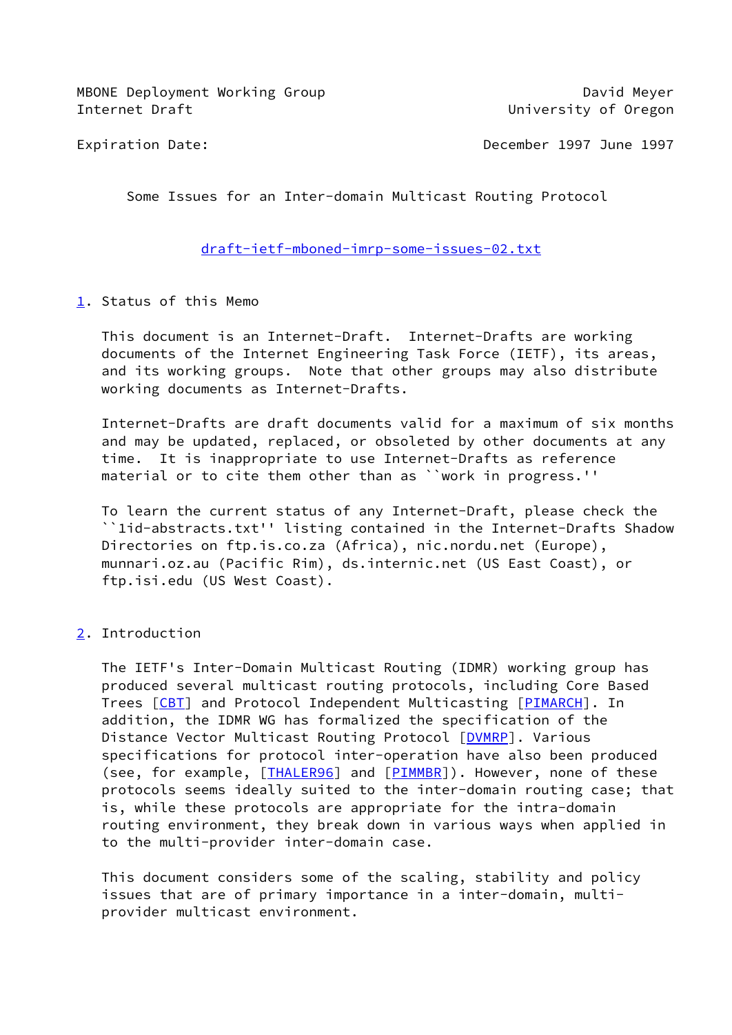MBONE Deployment Working Group　　　　　　　　　　　　David Meyer
Internet Draft　　　　　　　　　　　　　　　　　　University of Oregon

Expiration Date:　　　　　　　　　　　　　　December 1997 June 1997

# Some Issues for an Inter-domain Multicast Routing Protocol

draft-ietf-mboned-imrp-some-issues-02.txt

## 1. Status of this Memo

This document is an Internet-Draft. Internet-Drafts are working documents of the Internet Engineering Task Force (IETF), its areas, and its working groups. Note that other groups may also distribute working documents as Internet-Drafts.

Internet-Drafts are draft documents valid for a maximum of six months and may be updated, replaced, or obsoleted by other documents at any time. It is inappropriate to use Internet-Drafts as reference material or to cite them other than as ``work in progress.''

To learn the current status of any Internet-Draft, please check the ``1id-abstracts.txt'' listing contained in the Internet-Drafts Shadow Directories on ftp.is.co.za (Africa), nic.nordu.net (Europe), munnari.oz.au (Pacific Rim), ds.internic.net (US East Coast), or ftp.isi.edu (US West Coast).

## 2. Introduction

The IETF's Inter-Domain Multicast Routing (IDMR) working group has produced several multicast routing protocols, including Core Based Trees [CBT] and Protocol Independent Multicasting [PIMARCH]. In addition, the IDMR WG has formalized the specification of the Distance Vector Multicast Routing Protocol [DVMRP]. Various specifications for protocol inter-operation have also been produced (see, for example, [THALER96] and [PIMMBR]). However, none of these protocols seems ideally suited to the inter-domain routing case; that is, while these protocols are appropriate for the intra-domain routing environment, they break down in various ways when applied in to the multi-provider inter-domain case.

This document considers some of the scaling, stability and policy issues that are of primary importance in a inter-domain, multi-provider multicast environment.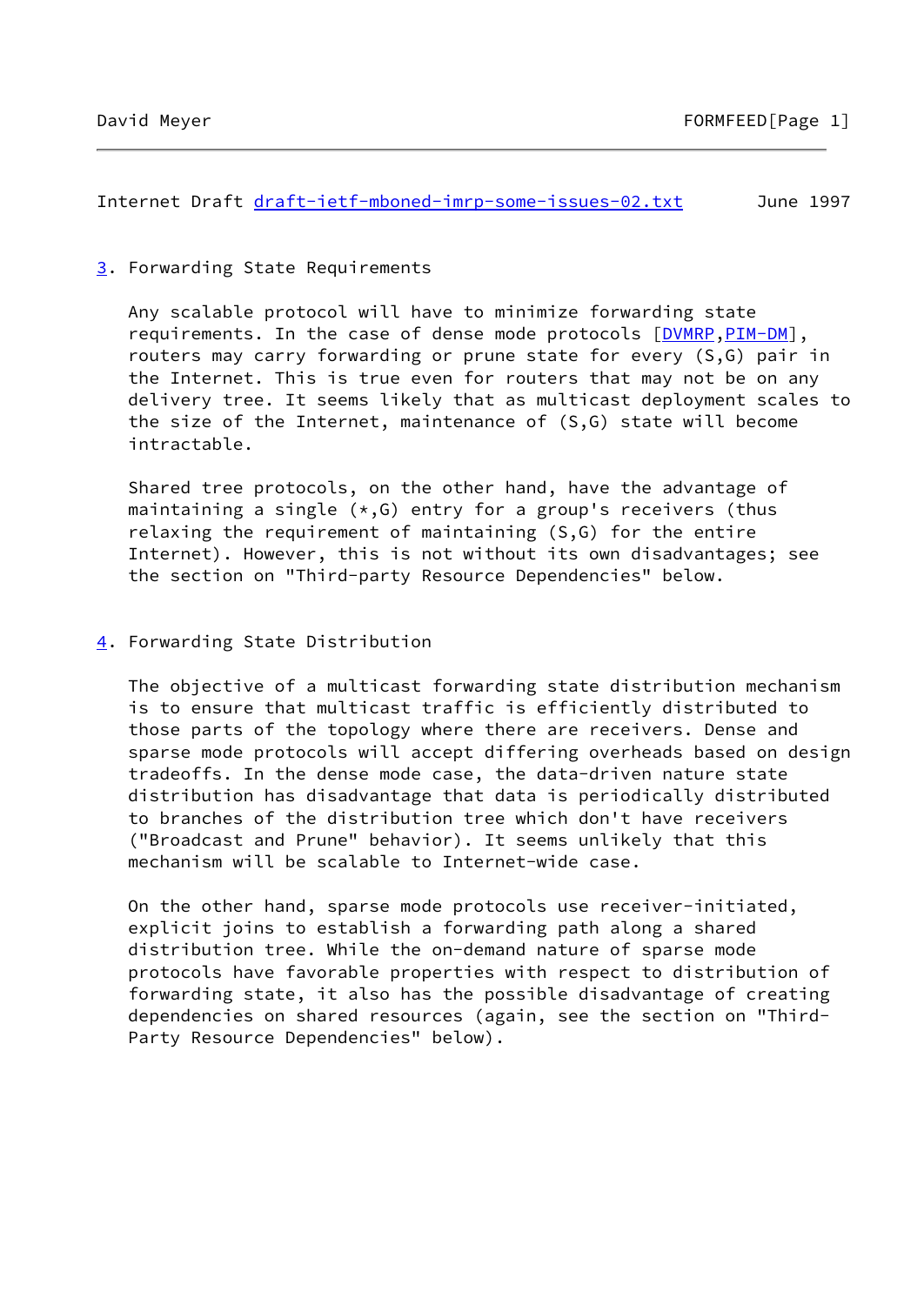## 3. Forwarding State Requirements

Any scalable protocol will have to minimize forwarding state requirements. In the case of dense mode protocols [DVMRP,PIM-DM], routers may carry forwarding or prune state for every (S,G) pair in the Internet. This is true even for routers that may not be on any delivery tree. It seems likely that as multicast deployment scales to the size of the Internet, maintenance of (S,G) state will become intractable.

Shared tree protocols, on the other hand, have the advantage of maintaining a single (*,G) entry for a group's receivers (thus relaxing the requirement of maintaining (S,G) for the entire Internet). However, this is not without its own disadvantages; see the section on "Third-party Resource Dependencies" below.

## 4. Forwarding State Distribution

The objective of a multicast forwarding state distribution mechanism is to ensure that multicast traffic is efficiently distributed to those parts of the topology where there are receivers. Dense and sparse mode protocols will accept differing overheads based on design tradeoffs. In the dense mode case, the data-driven nature state distribution has disadvantage that data is periodically distributed to branches of the distribution tree which don't have receivers ("Broadcast and Prune" behavior). It seems unlikely that this mechanism will be scalable to Internet-wide case.

On the other hand, sparse mode protocols use receiver-initiated, explicit joins to establish a forwarding path along a shared distribution tree. While the on-demand nature of sparse mode protocols have favorable properties with respect to distribution of forwarding state, it also has the possible disadvantage of creating dependencies on shared resources (again, see the section on "Third-Party Resource Dependencies" below).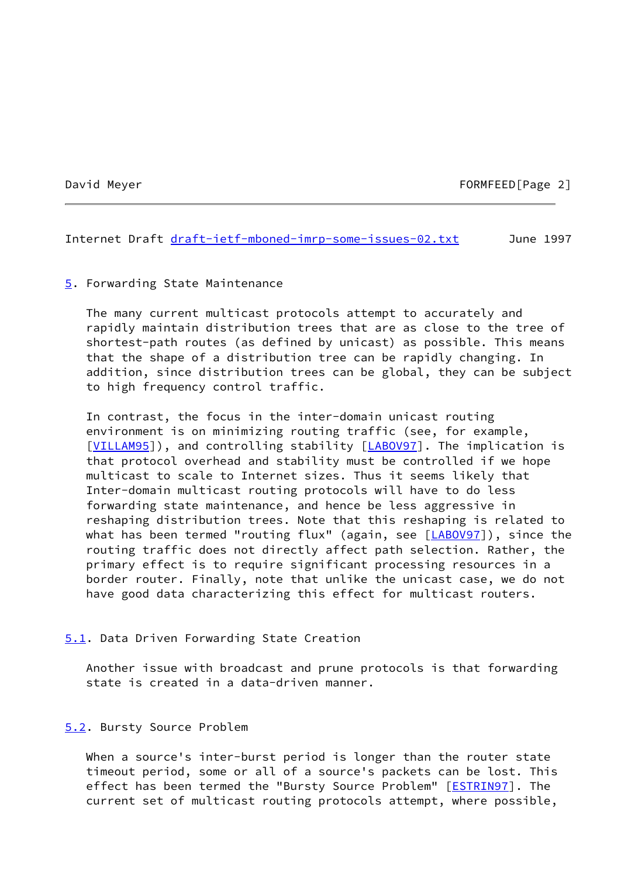## 5. Forwarding State Maintenance

The many current multicast protocols attempt to accurately and rapidly maintain distribution trees that are as close to the tree of shortest-path routes (as defined by unicast) as possible. This means that the shape of a distribution tree can be rapidly changing. In addition, since distribution trees can be global, they can be subject to high frequency control traffic.

In contrast, the focus in the inter-domain unicast routing environment is on minimizing routing traffic (see, for example, [VILLAM95]), and controlling stability [LABOV97]. The implication is that protocol overhead and stability must be controlled if we hope multicast to scale to Internet sizes. Thus it seems likely that Inter-domain multicast routing protocols will have to do less forwarding state maintenance, and hence be less aggressive in reshaping distribution trees. Note that this reshaping is related to what has been termed "routing flux" (again, see [LABOV97]), since the routing traffic does not directly affect path selection. Rather, the primary effect is to require significant processing resources in a border router. Finally, note that unlike the unicast case, we do not have good data characterizing this effect for multicast routers.

### 5.1. Data Driven Forwarding State Creation

Another issue with broadcast and prune protocols is that forwarding state is created in a data-driven manner.

### 5.2. Bursty Source Problem

When a source's inter-burst period is longer than the router state timeout period, some or all of a source's packets can be lost. This effect has been termed the "Bursty Source Problem" [ESTRIN97]. The current set of multicast routing protocols attempt, where possible,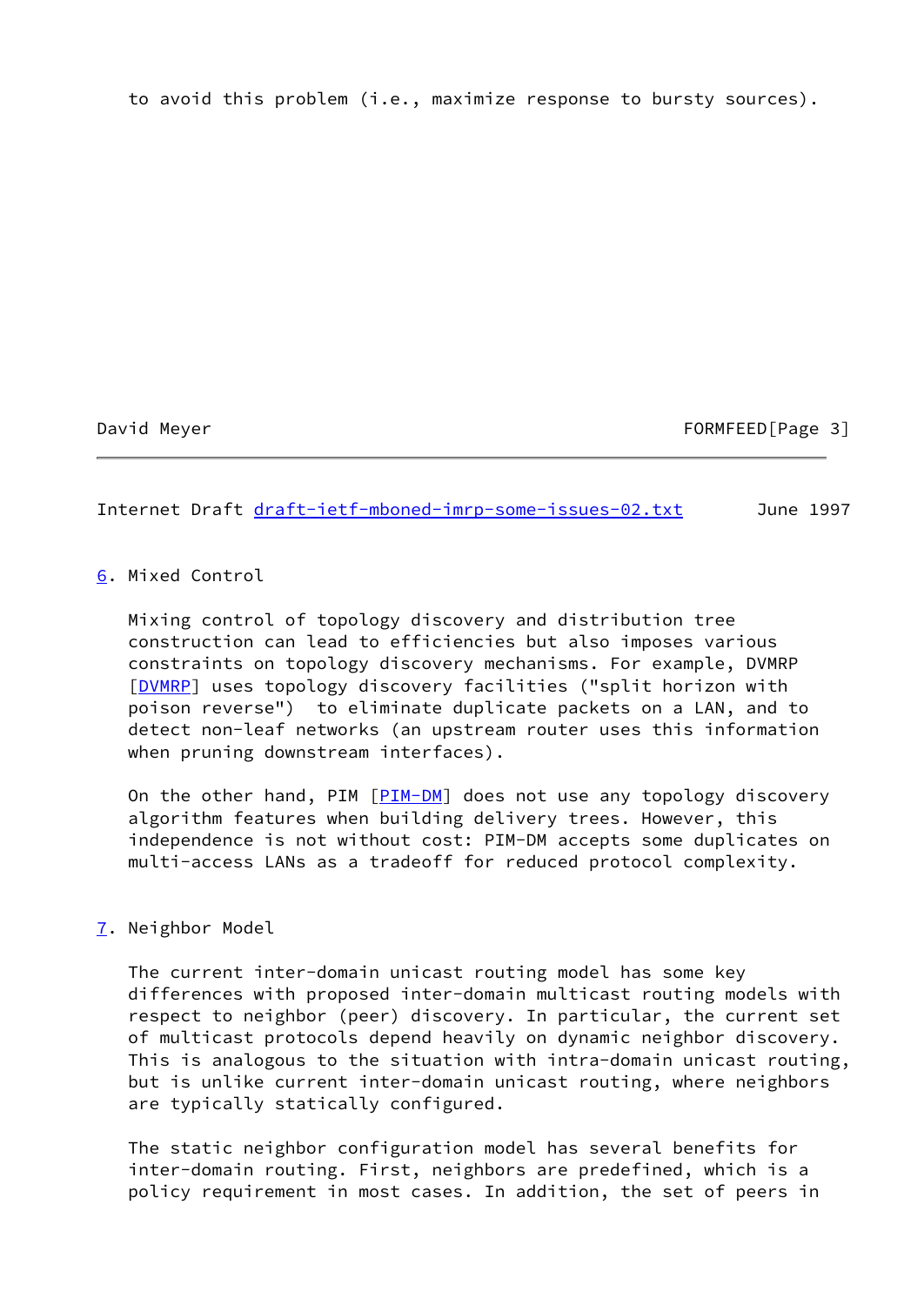to avoid this problem (i.e., maximize response to bursty sources).

## 6. Mixed Control

Mixing control of topology discovery and distribution tree construction can lead to efficiencies but also imposes various constraints on topology discovery mechanisms. For example, DVMRP [DVMRP] uses topology discovery facilities ("split horizon with poison reverse") to eliminate duplicate packets on a LAN, and to detect non-leaf networks (an upstream router uses this information when pruning downstream interfaces).

On the other hand, PIM [PIM-DM] does not use any topology discovery algorithm features when building delivery trees. However, this independence is not without cost: PIM-DM accepts some duplicates on multi-access LANs as a tradeoff for reduced protocol complexity.

## 7. Neighbor Model

The current inter-domain unicast routing model has some key differences with proposed inter-domain multicast routing models with respect to neighbor (peer) discovery. In particular, the current set of multicast protocols depend heavily on dynamic neighbor discovery. This is analogous to the situation with intra-domain unicast routing, but is unlike current inter-domain unicast routing, where neighbors are typically statically configured.

The static neighbor configuration model has several benefits for inter-domain routing. First, neighbors are predefined, which is a policy requirement in most cases. In addition, the set of peers in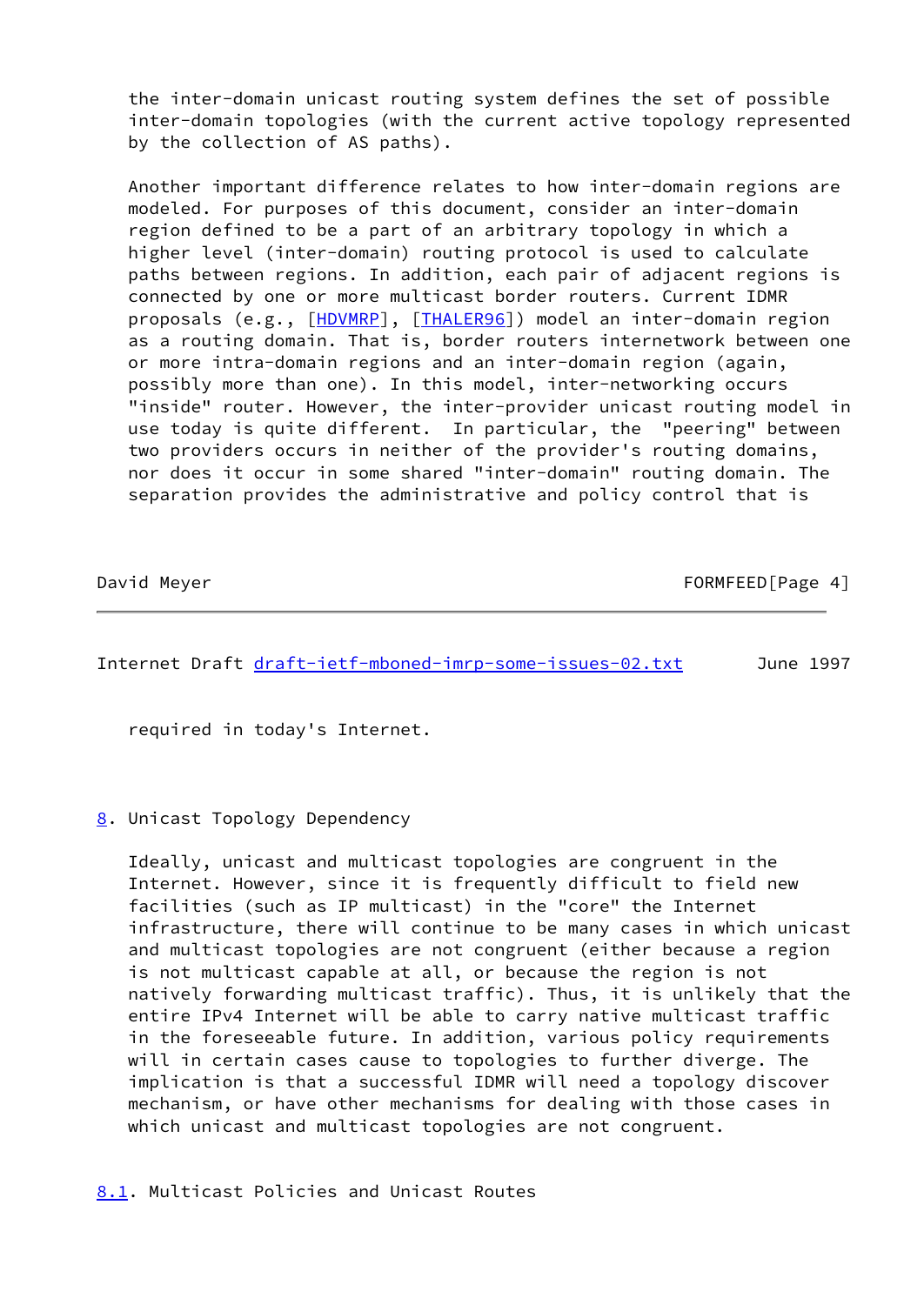the inter-domain unicast routing system defines the set of possible inter-domain topologies (with the current active topology represented by the collection of AS paths).

Another important difference relates to how inter-domain regions are modeled. For purposes of this document, consider an inter-domain region defined to be a part of an arbitrary topology in which a higher level (inter-domain) routing protocol is used to calculate paths between regions. In addition, each pair of adjacent regions is connected by one or more multicast border routers. Current IDMR proposals (e.g., [HDVMRP], [THALER96]) model an inter-domain region as a routing domain. That is, border routers internetwork between one or more intra-domain regions and an inter-domain region (again, possibly more than one). In this model, inter-networking occurs "inside" router. However, the inter-provider unicast routing model in use today is quite different. In particular, the "peering" between two providers occurs in neither of the provider's routing domains, nor does it occur in some shared "inter-domain" routing domain. The separation provides the administrative and policy control that is required in today's Internet.

## 8. Unicast Topology Dependency

Ideally, unicast and multicast topologies are congruent in the Internet. However, since it is frequently difficult to field new facilities (such as IP multicast) in the "core" the Internet infrastructure, there will continue to be many cases in which unicast and multicast topologies are not congruent (either because a region is not multicast capable at all, or because the region is not natively forwarding multicast traffic). Thus, it is unlikely that the entire IPv4 Internet will be able to carry native multicast traffic in the foreseeable future. In addition, various policy requirements will in certain cases cause to topologies to further diverge. The implication is that a successful IDMR will need a topology discover mechanism, or have other mechanisms for dealing with those cases in which unicast and multicast topologies are not congruent.

### 8.1. Multicast Policies and Unicast Routes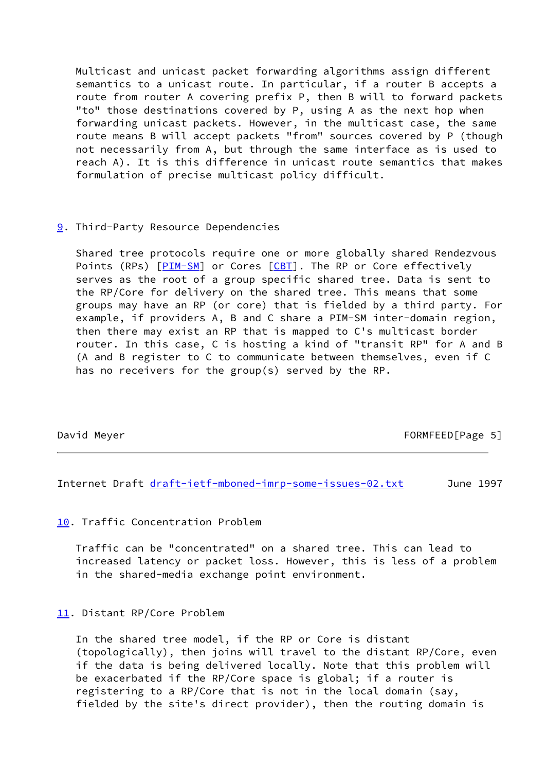Multicast and unicast packet forwarding algorithms assign different semantics to a unicast route. In particular, if a router B accepts a route from router A covering prefix P, then B will to forward packets "to" those destinations covered by P, using A as the next hop when forwarding unicast packets. However, in the multicast case, the same route means B will accept packets "from" sources covered by P (though not necessarily from A, but through the same interface as is used to reach A). It is this difference in unicast route semantics that makes formulation of precise multicast policy difficult.

## 9. Third-Party Resource Dependencies

Shared tree protocols require one or more globally shared Rendezvous Points (RPs) [PIM-SM] or Cores [CBT]. The RP or Core effectively serves as the root of a group specific shared tree. Data is sent to the RP/Core for delivery on the shared tree. This means that some groups may have an RP (or core) that is fielded by a third party. For example, if providers A, B and C share a PIM-SM inter-domain region, then there may exist an RP that is mapped to C's multicast border router. In this case, C is hosting a kind of "transit RP" for A and B (A and B register to C to communicate between themselves, even if C has no receivers for the group(s) served by the RP.

## 10. Traffic Concentration Problem

Traffic can be "concentrated" on a shared tree. This can lead to increased latency or packet loss. However, this is less of a problem in the shared-media exchange point environment.

## 11. Distant RP/Core Problem

In the shared tree model, if the RP or Core is distant (topologically), then joins will travel to the distant RP/Core, even if the data is being delivered locally. Note that this problem will be exacerbated if the RP/Core space is global; if a router is registering to a RP/Core that is not in the local domain (say, fielded by the site's direct provider), then the routing domain is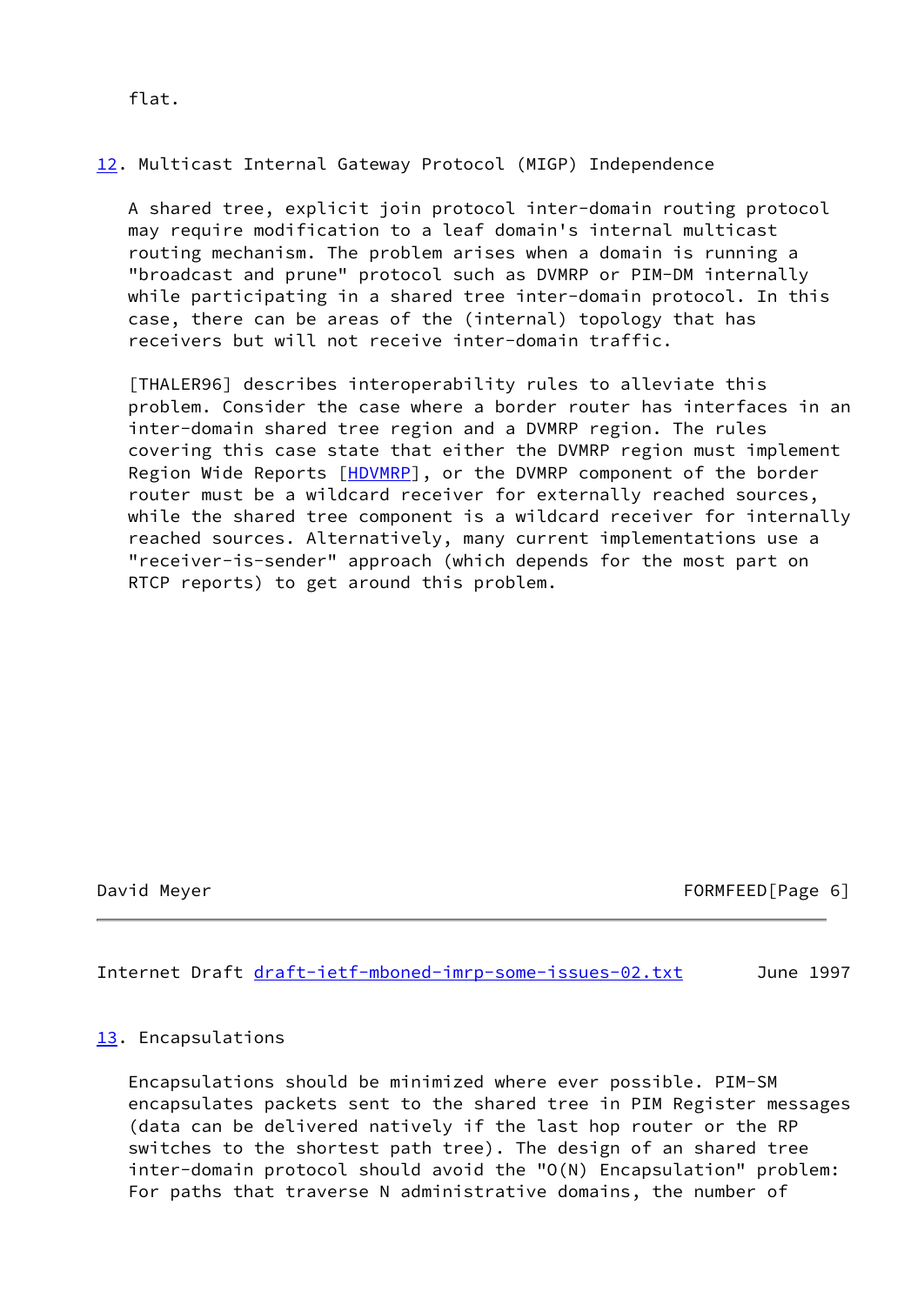flat.

## 12. Multicast Internal Gateway Protocol (MIGP) Independence

A shared tree, explicit join protocol inter-domain routing protocol may require modification to a leaf domain's internal multicast routing mechanism. The problem arises when a domain is running a "broadcast and prune" protocol such as DVMRP or PIM-DM internally while participating in a shared tree inter-domain protocol. In this case, there can be areas of the (internal) topology that has receivers but will not receive inter-domain traffic.

[THALER96] describes interoperability rules to alleviate this problem. Consider the case where a border router has interfaces in an inter-domain shared tree region and a DVMRP region. The rules covering this case state that either the DVMRP region must implement Region Wide Reports [HDVMRP], or the DVMRP component of the border router must be a wildcard receiver for externally reached sources, while the shared tree component is a wildcard receiver for internally reached sources. Alternatively, many current implementations use a "receiver-is-sender" approach (which depends for the most part on RTCP reports) to get around this problem.

## 13. Encapsulations

Encapsulations should be minimized where ever possible. PIM-SM encapsulates packets sent to the shared tree in PIM Register messages (data can be delivered natively if the last hop router or the RP switches to the shortest path tree). The design of an shared tree inter-domain protocol should avoid the "O(N) Encapsulation" problem: For paths that traverse N administrative domains, the number of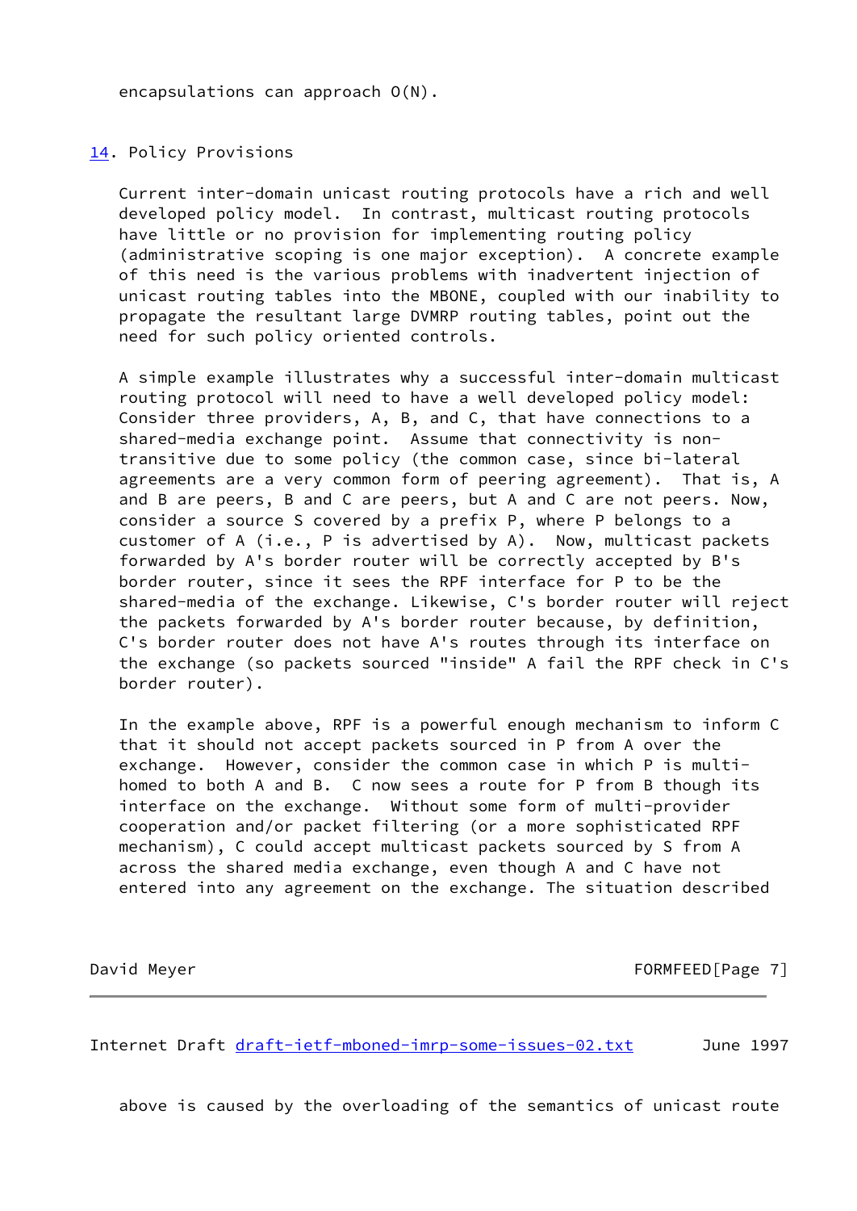encapsulations can approach O(N).

## 14. Policy Provisions

Current inter-domain unicast routing protocols have a rich and well developed policy model. In contrast, multicast routing protocols have little or no provision for implementing routing policy (administrative scoping is one major exception). A concrete example of this need is the various problems with inadvertent injection of unicast routing tables into the MBONE, coupled with our inability to propagate the resultant large DVMRP routing tables, point out the need for such policy oriented controls.

A simple example illustrates why a successful inter-domain multicast routing protocol will need to have a well developed policy model: Consider three providers, A, B, and C, that have connections to a shared-media exchange point. Assume that connectivity is non-transitive due to some policy (the common case, since bi-lateral agreements are a very common form of peering agreement). That is, A and B are peers, B and C are peers, but A and C are not peers. Now, consider a source S covered by a prefix P, where P belongs to a customer of A (i.e., P is advertised by A). Now, multicast packets forwarded by A's border router will be correctly accepted by B's border router, since it sees the RPF interface for P to be the shared-media of the exchange. Likewise, C's border router will reject the packets forwarded by A's border router because, by definition, C's border router does not have A's routes through its interface on the exchange (so packets sourced "inside" A fail the RPF check in C's border router).

In the example above, RPF is a powerful enough mechanism to inform C that it should not accept packets sourced in P from A over the exchange. However, consider the common case in which P is multi-homed to both A and B. C now sees a route for P from B though its interface on the exchange. Without some form of multi-provider cooperation and/or packet filtering (or a more sophisticated RPF mechanism), C could accept multicast packets sourced by S from A across the shared media exchange, even though A and C have not entered into any agreement on the exchange. The situation described

above is caused by the overloading of the semantics of unicast route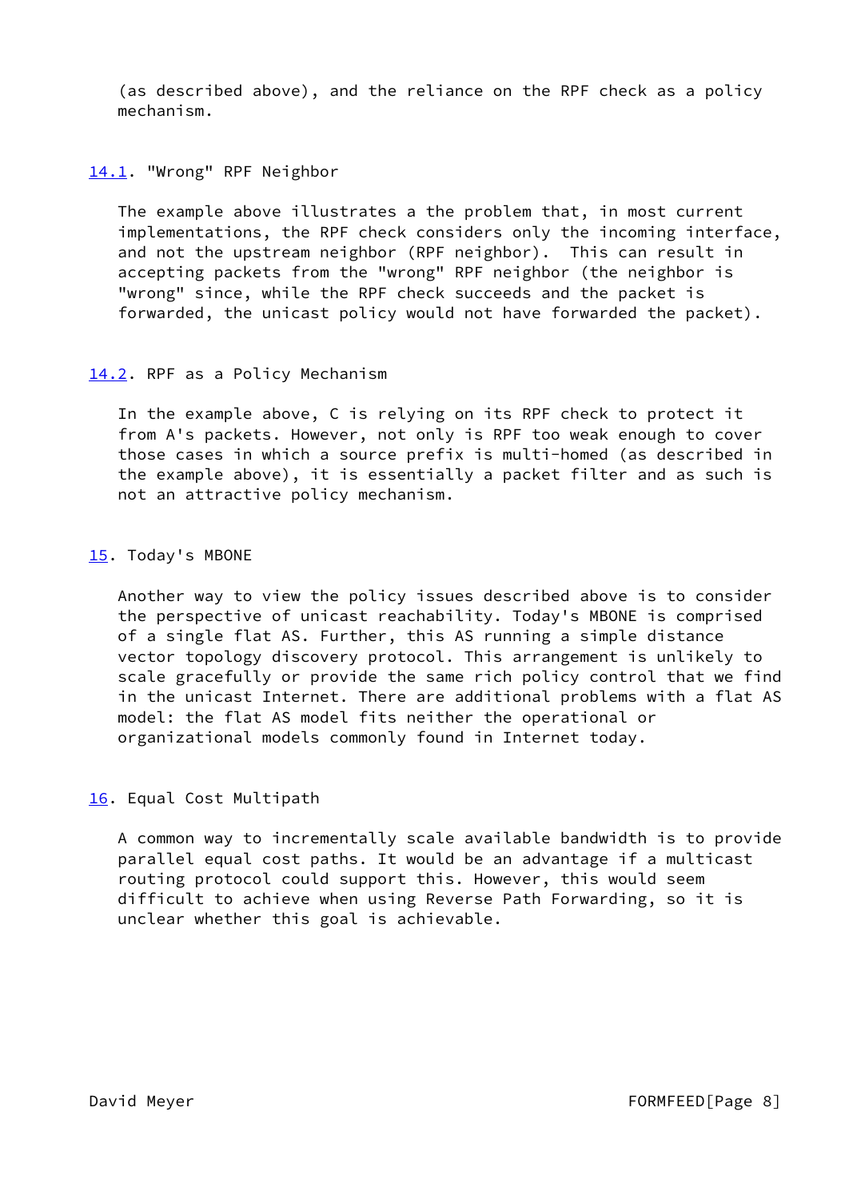(as described above), and the reliance on the RPF check as a policy mechanism.

## 14.1. "Wrong" RPF Neighbor

The example above illustrates a the problem that, in most current implementations, the RPF check considers only the incoming interface, and not the upstream neighbor (RPF neighbor). This can result in accepting packets from the "wrong" RPF neighbor (the neighbor is "wrong" since, while the RPF check succeeds and the packet is forwarded, the unicast policy would not have forwarded the packet).

## 14.2. RPF as a Policy Mechanism

In the example above, C is relying on its RPF check to protect it from A's packets. However, not only is RPF too weak enough to cover those cases in which a source prefix is multi-homed (as described in the example above), it is essentially a packet filter and as such is not an attractive policy mechanism.

# 15. Today's MBONE

Another way to view the policy issues described above is to consider the perspective of unicast reachability. Today's MBONE is comprised of a single flat AS. Further, this AS running a simple distance vector topology discovery protocol. This arrangement is unlikely to scale gracefully or provide the same rich policy control that we find in the unicast Internet. There are additional problems with a flat AS model: the flat AS model fits neither the operational or organizational models commonly found in Internet today.

# 16. Equal Cost Multipath

A common way to incrementally scale available bandwidth is to provide parallel equal cost paths. It would be an advantage if a multicast routing protocol could support this. However, this would seem difficult to achieve when using Reverse Path Forwarding, so it is unclear whether this goal is achievable.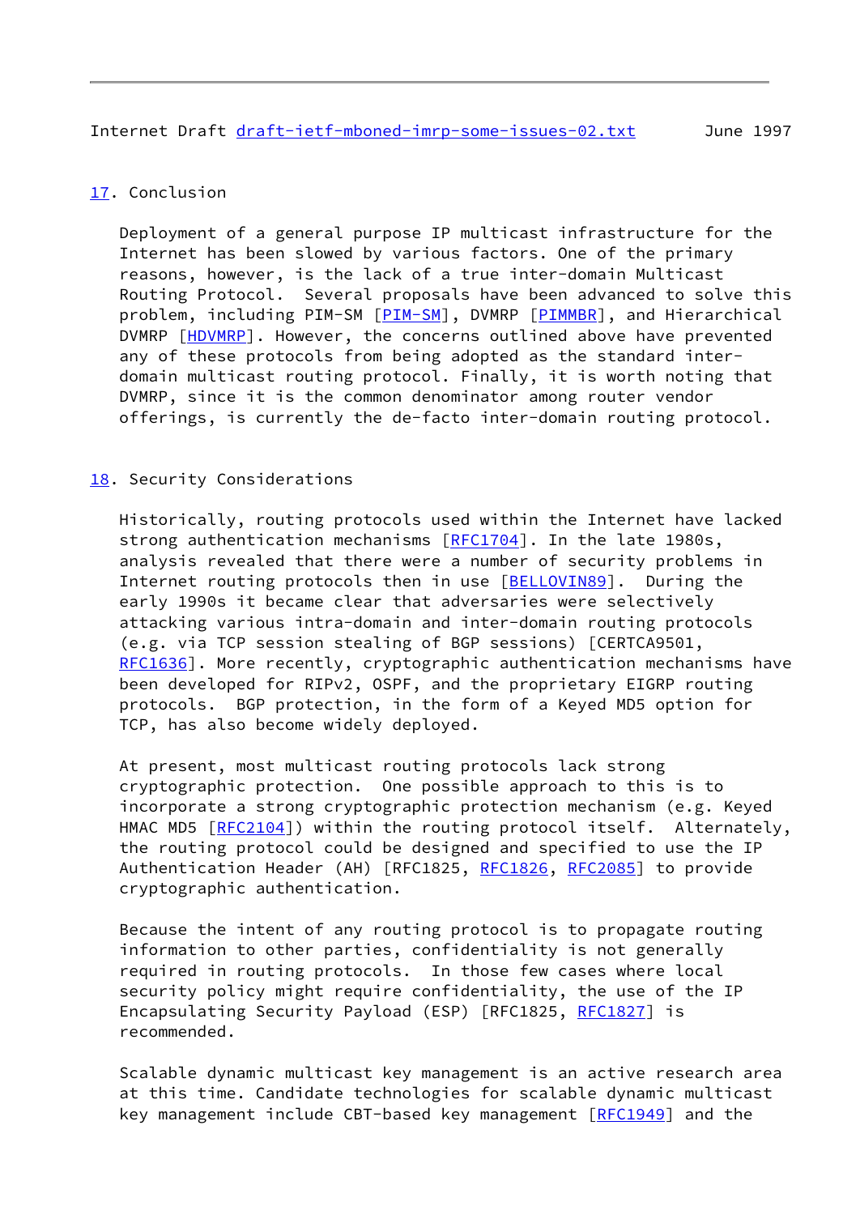## 17. Conclusion

Deployment of a general purpose IP multicast infrastructure for the Internet has been slowed by various factors. One of the primary reasons, however, is the lack of a true inter-domain Multicast Routing Protocol. Several proposals have been advanced to solve this problem, including PIM-SM [PIM-SM], DVMRP [PIMMBR], and Hierarchical DVMRP [HDVMRP]. However, the concerns outlined above have prevented any of these protocols from being adopted as the standard inter-domain multicast routing protocol. Finally, it is worth noting that DVMRP, since it is the common denominator among router vendor offerings, is currently the de-facto inter-domain routing protocol.

## 18. Security Considerations

Historically, routing protocols used within the Internet have lacked strong authentication mechanisms [RFC1704]. In the late 1980s, analysis revealed that there were a number of security problems in Internet routing protocols then in use [BELLOVIN89]. During the early 1990s it became clear that adversaries were selectively attacking various intra-domain and inter-domain routing protocols (e.g. via TCP session stealing of BGP sessions) [CERTCA9501, RFC1636]. More recently, cryptographic authentication mechanisms have been developed for RIPv2, OSPF, and the proprietary EIGRP routing protocols. BGP protection, in the form of a Keyed MD5 option for TCP, has also become widely deployed.

At present, most multicast routing protocols lack strong cryptographic protection. One possible approach to this is to incorporate a strong cryptographic protection mechanism (e.g. Keyed HMAC MD5 [RFC2104]) within the routing protocol itself. Alternately, the routing protocol could be designed and specified to use the IP Authentication Header (AH) [RFC1825, RFC1826, RFC2085] to provide cryptographic authentication.

Because the intent of any routing protocol is to propagate routing information to other parties, confidentiality is not generally required in routing protocols. In those few cases where local security policy might require confidentiality, the use of the IP Encapsulating Security Payload (ESP) [RFC1825, RFC1827] is recommended.

Scalable dynamic multicast key management is an active research area at this time. Candidate technologies for scalable dynamic multicast key management include CBT-based key management [RFC1949] and the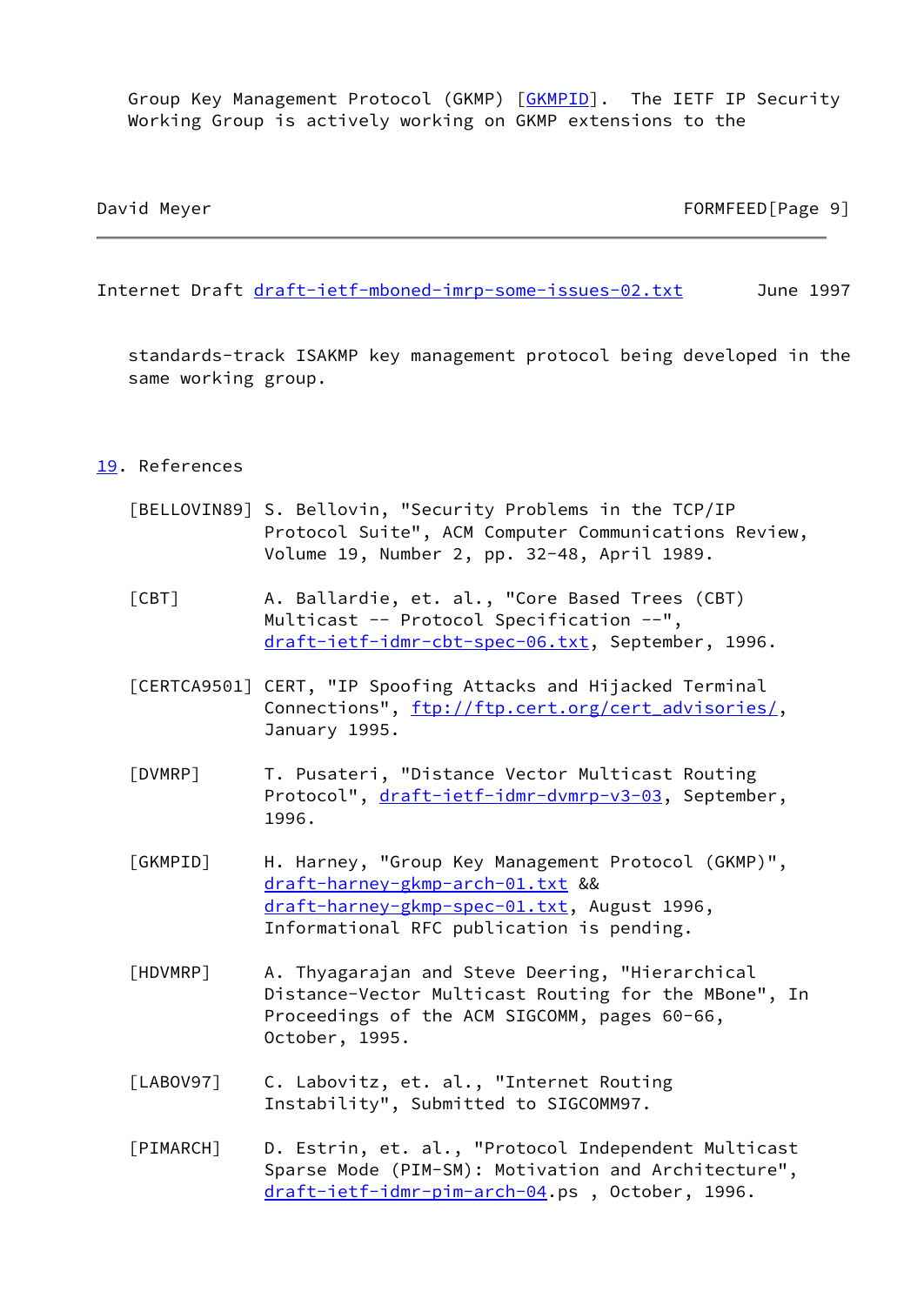Group Key Management Protocol (GKMP) [GKMPID]. The IETF IP Security Working Group is actively working on GKMP extensions to the standards-track ISAKMP key management protocol being developed in the same working group.

## 19. References

[BELLOVIN89] S. Bellovin, "Security Problems in the TCP/IP Protocol Suite", ACM Computer Communications Review, Volume 19, Number 2, pp. 32-48, April 1989.

[CBT] A. Ballardie, et. al., "Core Based Trees (CBT) Multicast -- Protocol Specification --", draft-ietf-idmr-cbt-spec-06.txt, September, 1996.

[CERTCA9501] CERT, "IP Spoofing Attacks and Hijacked Terminal Connections", ftp://ftp.cert.org/cert_advisories/, January 1995.

[DVMRP] T. Pusateri, "Distance Vector Multicast Routing Protocol", draft-ietf-idmr-dvmrp-v3-03, September, 1996.

[GKMPID] H. Harney, "Group Key Management Protocol (GKMP)", draft-harney-gkmp-arch-01.txt && draft-harney-gkmp-spec-01.txt, August 1996, Informational RFC publication is pending.

[HDVMRP] A. Thyagarajan and Steve Deering, "Hierarchical Distance-Vector Multicast Routing for the MBone", In Proceedings of the ACM SIGCOMM, pages 60-66, October, 1995.

[LABOV97] C. Labovitz, et. al., "Internet Routing Instability", Submitted to SIGCOMM97.

[PIMARCH] D. Estrin, et. al., "Protocol Independent Multicast Sparse Mode (PIM-SM): Motivation and Architecture", draft-ietf-idmr-pim-arch-04.ps , October, 1996.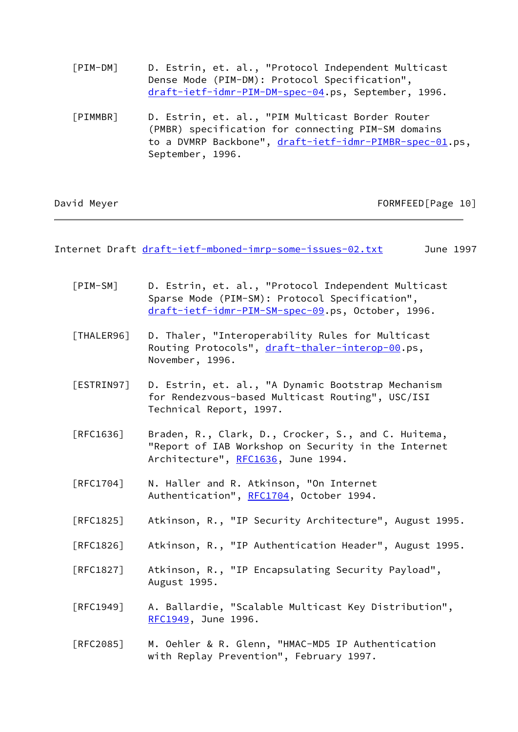[PIM-DM] D. Estrin, et. al., "Protocol Independent Multicast Dense Mode (PIM-DM): Protocol Specification", draft-ietf-idmr-PIM-DM-spec-04.ps, September, 1996.

[PIMMBR] D. Estrin, et. al., "PIM Multicast Border Router (PMBR) specification for connecting PIM-SM domains to a DVMRP Backbone", draft-ietf-idmr-PIMBR-spec-01.ps, September, 1996.

[PIM-SM] D. Estrin, et. al., "Protocol Independent Multicast Sparse Mode (PIM-SM): Protocol Specification", draft-ietf-idmr-PIM-SM-spec-09.ps, October, 1996.

[THALER96] D. Thaler, "Interoperability Rules for Multicast Routing Protocols", draft-thaler-interop-00.ps, November, 1996.

[ESTRIN97] D. Estrin, et. al., "A Dynamic Bootstrap Mechanism for Rendezvous-based Multicast Routing", USC/ISI Technical Report, 1997.

[RFC1636] Braden, R., Clark, D., Crocker, S., and C. Huitema, "Report of IAB Workshop on Security in the Internet Architecture", RFC1636, June 1994.

[RFC1704] N. Haller and R. Atkinson, "On Internet Authentication", RFC1704, October 1994.

[RFC1825] Atkinson, R., "IP Security Architecture", August 1995.

[RFC1826] Atkinson, R., "IP Authentication Header", August 1995.

[RFC1827] Atkinson, R., "IP Encapsulating Security Payload", August 1995.

[RFC1949] A. Ballardie, "Scalable Multicast Key Distribution", RFC1949, June 1996.

[RFC2085] M. Oehler & R. Glenn, "HMAC-MD5 IP Authentication with Replay Prevention", February 1997.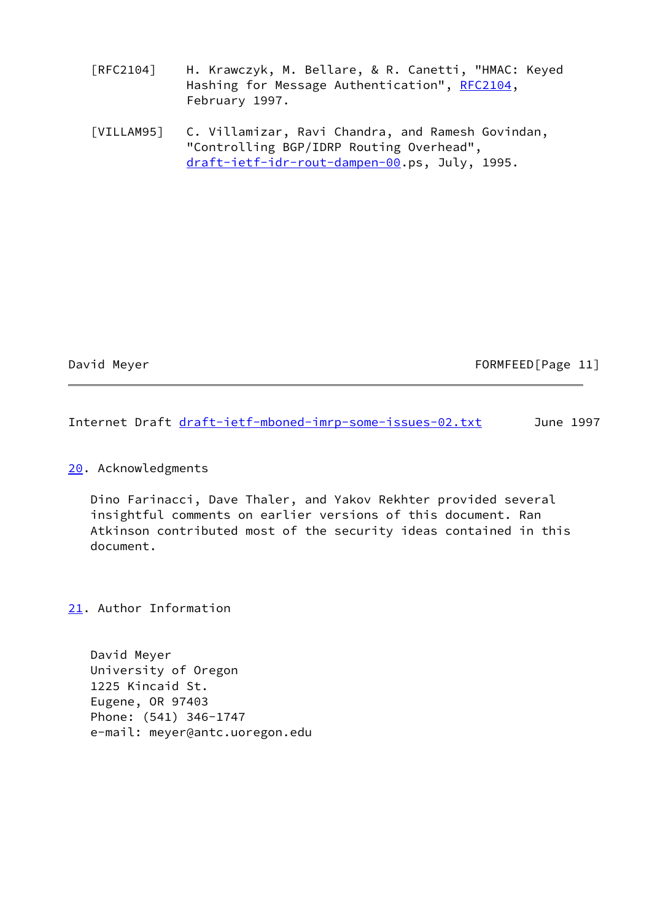[RFC2104] H. Krawczyk, M. Bellare, & R. Canetti, "HMAC: Keyed Hashing for Message Authentication", RFC2104, February 1997.

[VILLAM95] C. Villamizar, Ravi Chandra, and Ramesh Govindan, "Controlling BGP/IDRP Routing Overhead", draft-ietf-idr-rout-dampen-00.ps, July, 1995.

## 20. Acknowledgments

Dino Farinacci, Dave Thaler, and Yakov Rekhter provided several insightful comments on earlier versions of this document. Ran Atkinson contributed most of the security ideas contained in this document.

## 21. Author Information

David Meyer
University of Oregon
1225 Kincaid St.
Eugene, OR 97403
Phone: (541) 346-1747
e-mail: meyer@antc.uoregon.edu